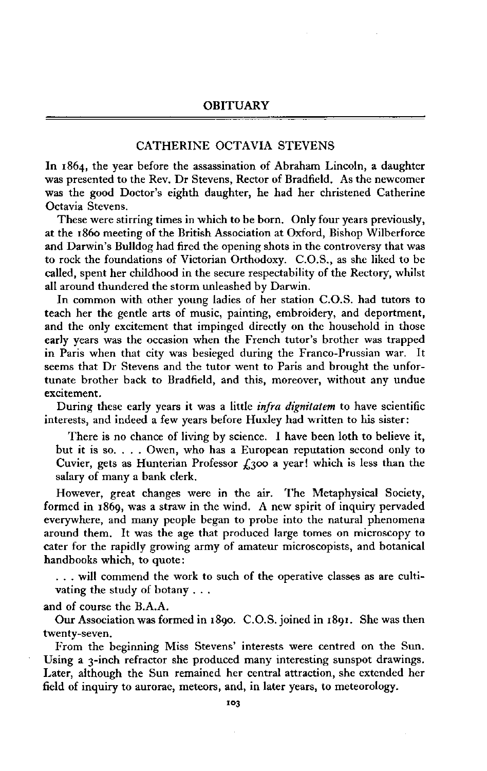# OBITUARY

## CATHERINE OCTAVIA STEVENS

In 1864, the year before the assassination of Abraham Lincoln, a daughter was presented to the Rev. Dr Stevens, Rector of Bradfield. As the newcomer was the good Doctor's eighth daughter, he had her christened Catherine Octavia Stevens.

These were stirring times in which to be born. Only four years previously, at the 1860 meeting of the British Association at Oxford, Bishop Wilberforce and Darwin's Bulldog had fired the opening shots in the controversy that was to rock the foundations of Victorian Orthodoxy. C.O.S., as she liked to be called, spent her childhood in the secure respectability of the Rectory, whilst all around thundered the storm unleashed by Darwin.

In common with other young ladies of her station C.O.S. had tutors to teach her the gentle arts of music, painting, embroidery, and deportment, and the only excitement that impinged directly on the household in those early years was the occasion when the French tutor's brother was trapped in Paris when that city was besieged during the Franco-Prussian war. It seems that Dr Stevens and the tutor went to Paris and brought the unfortunate brother back to Bradfield, and this, moreover, without any undue excitement.

During these early years it was a little *infra dignitatem* to have scientific interests, and indeed a few years before Huxley had written to his sister:

> There is no chance of living by science. I have been loth to believe it, but it is so. . . . Owen, who has a European reputation second only to Cuvier, gets as Hunterian Professor £300 a year! which is less than the salary of many a bank clerk.

However, great changes were in the air. The Metaphysical Society, formed in 1869, was a straw in the wind. A new spirit of inquiry pervaded everywhere, and many people began to probe into the natural phenomena around them. It was the age that produced large tomes on microscopy to cater for the rapidly growing army of amateur microscopists, and botanical handbooks which, to quote:

> . . . will commend the work to such of the operative classes as are cultivating the study of botany . . .

and of course the B.A.A.

Our Association was formed in 1890. C.O.S. joined in 1891. She was then twenty-seven.

From the beginning Miss Stevens' interests were centred on the Sun. Using a 3-inch refractor she produced many interesting sunspot drawings. Later, although the Sun remained her central attraction, she extended her field of inquiry to aurorae, meteors, and, in later years, to meteorology.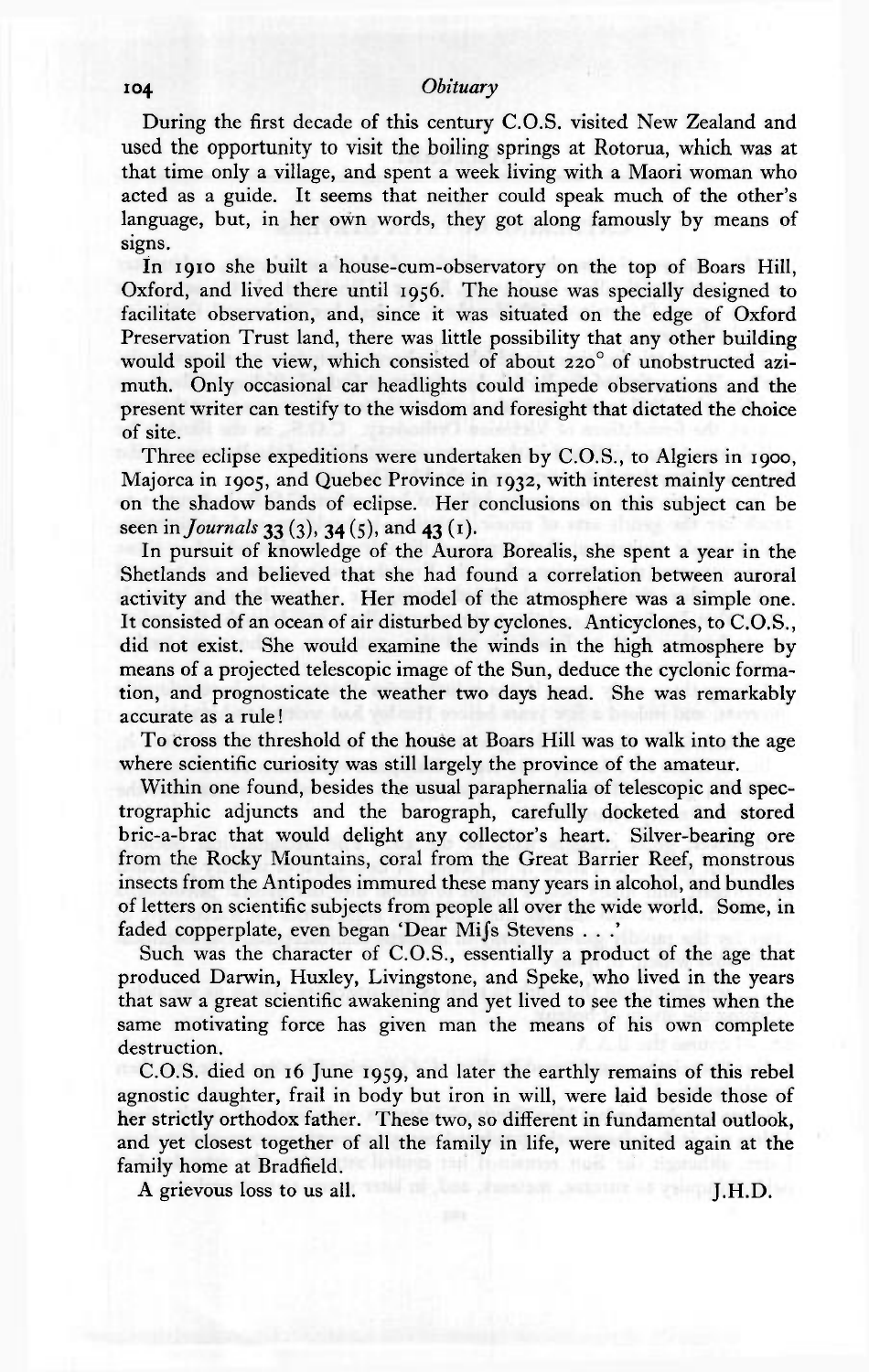During the first decade of this century C.O.S. visited New Zealand and used the opportunity to visit the boiling springs at Rotorua, which was at that time only a village, and spent a week living with a Maori woman who acted as a guide. It seems that neither could speak much of the other's language, but, in her own words, they got along famously by means of signs.

In 1910 she built a house-cum-observatory on the top of Boars Hill, Oxford, and lived there until 1956. The house was specially designed to facilitate observation, and, since it was situated on the edge of Oxford Preservation Trust land, there was little possibility that any other building would spoil the view, which consisted of about 220° of unobstructed azimuth. Only occasional car headlights could impede observations and the present writer can testify to the wisdom and foresight that dictated the choice of site.

Three eclipse expeditions were undertaken by C.O.S., to Algiers in 1900, Majorca in 1905, and Quebec Province in 1932, with interest mainly centred on the shadow bands of eclipse. Her conclusions on this subject can be seen in *Journals* **33** (3), **34** (5), and **43** (1).

In pursuit of knowledge of the Aurora Borealis, she spent a year in the Shetlands and believed that she had found a correlation between auroral activity and the weather. Her model of the atmosphere was a simple one. It consisted of an ocean of air disturbed by cyclones. Anticyclones, to C.O.S., did not exist. She would examine the winds in the high atmosphere by means of a projected telescopic image of the Sun, deduce the cyclonic formation, and prognosticate the weather two days head. She was remarkably accurate as a rule!

To cross the threshold of the house at Boars Hill was to walk into the age where scientific curiosity was still largely the province of the amateur.

Within one found, besides the usual paraphernalia of telescopic and spectrographic adjuncts and the barograph, carefully docketed and stored bric-a-brac that would delight any collector's heart. Silver-bearing ore from the Rocky Mountains, coral from the Great Barrier Reef, monstrous insects from the Antipodes immured these many years in alcohol, and bundles of letters on scientific subjects from people all over the wide world. Some, in faded copperplate, even began 'Dear Miſs Stevens . . .'

Such was the character of C.O.S., essentially a product of the age that produced Darwin, Huxley, Livingstone, and Speke, who lived in the years that saw a great scientific awakening and yet lived to see the times when the same motivating force has given man the means of his own complete destruction.

C.O.S. died on 16 June 1959, and later the earthly remains of this rebel agnostic daughter, frail in body but iron in will, were laid beside those of her strictly orthodox father. These two, so different in fundamental outlook, and yet closest together of all the family in life, were united again at the family home at Bradfield.

A grievous loss to us all. J.H.D.